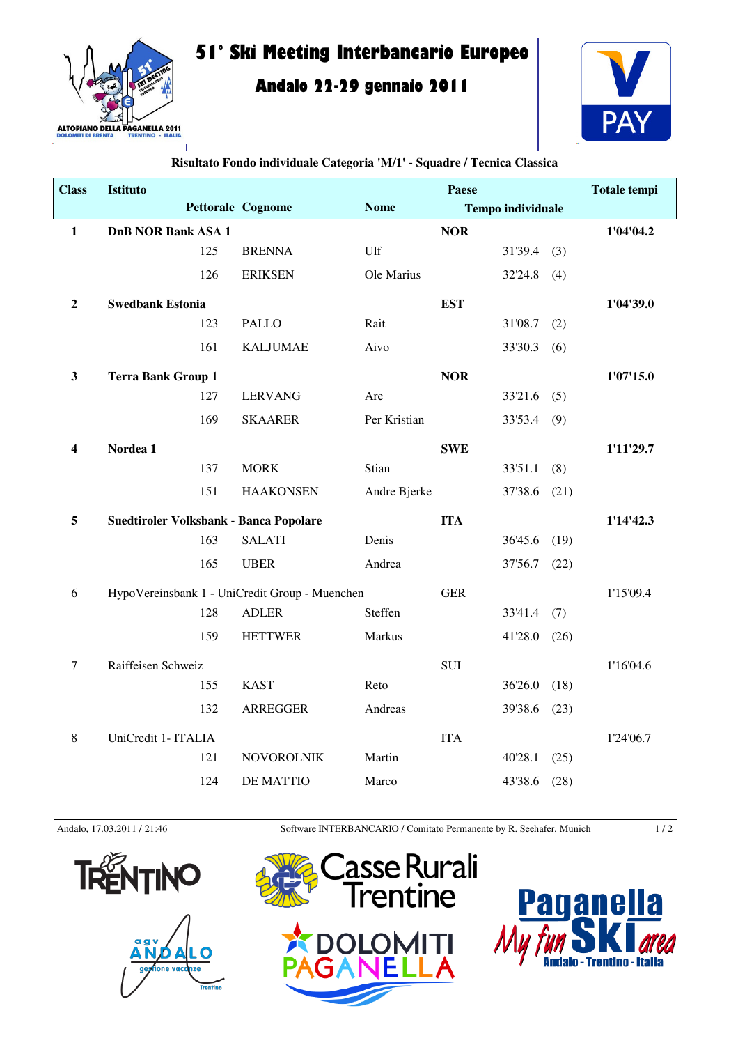# 51° Ski Meeting Interbancario Europeo

## Andalo 22-29 gennaio 2011

**Risultato Fondo individuale Categoria 'M/1' - Squadre / Tecnica Classica**

| Class | Istituto | | | Paese | | | Totale tempi |
|---|---|---|---|---|---|---|---|
| | Pettorale | Cognome | Nome | Tempo individuale | | | |
| **1** | **DnB NOR Bank ASA 1** | | | **NOR** | | | **1'04'04.2** |
| | 125 | BRENNA | Ulf | | 31'39.4 | (3) | |
| | 126 | ERIKSEN | Ole Marius | | 32'24.8 | (4) | |
| **2** | **Swedbank Estonia** | | | **EST** | | | **1'04'39.0** |
| | 123 | PALLO | Rait | | 31'08.7 | (2) | |
| | 161 | KALJUMAE | Aivo | | 33'30.3 | (6) | |
| **3** | **Terra Bank Group 1** | | | **NOR** | | | **1'07'15.0** |
| | 127 | LERVANG | Are | | 33'21.6 | (5) | |
| | 169 | SKAARER | Per Kristian | | 33'53.4 | (9) | |
| **4** | **Nordea 1** | | | **SWE** | | | **1'11'29.7** |
| | 137 | MORK | Stian | | 33'51.1 | (8) | |
| | 151 | HAAKONSEN | Andre Bjerke | | 37'38.6 | (21) | |
| **5** | **Suedtiroler Volksbank - Banca Popolare** | | | **ITA** | | | **1'14'42.3** |
| | 163 | SALATI | Denis | | 36'45.6 | (19) | |
| | 165 | UBER | Andrea | | 37'56.7 | (22) | |
| 6 | HypoVereinsbank 1 - UniCredit Group - Muenchen | | | GER | | | 1'15'09.4 |
| | 128 | ADLER | Steffen | | 33'41.4 | (7) | |
| | 159 | HETTWER | Markus | | 41'28.0 | (26) | |
| 7 | Raiffeisen Schweiz | | | SUI | | | 1'16'04.6 |
| | 155 | KAST | Reto | | 36'26.0 | (18) | |
| | 132 | ARREGGER | Andreas | | 39'38.6 | (23) | |
| 8 | UniCredit 1- ITALIA | | | ITA | | | 1'24'06.7 |
| | 121 | NOVOROLNIK | Martin | | 40'28.1 | (25) | |
| | 124 | DE MATTIO | Marco | | 43'38.6 | (28) | |

Andalo, 17.03.2011 / 21:46 — Software INTERBANCARIO / Comitato Permanente by R. Seehafer, Munich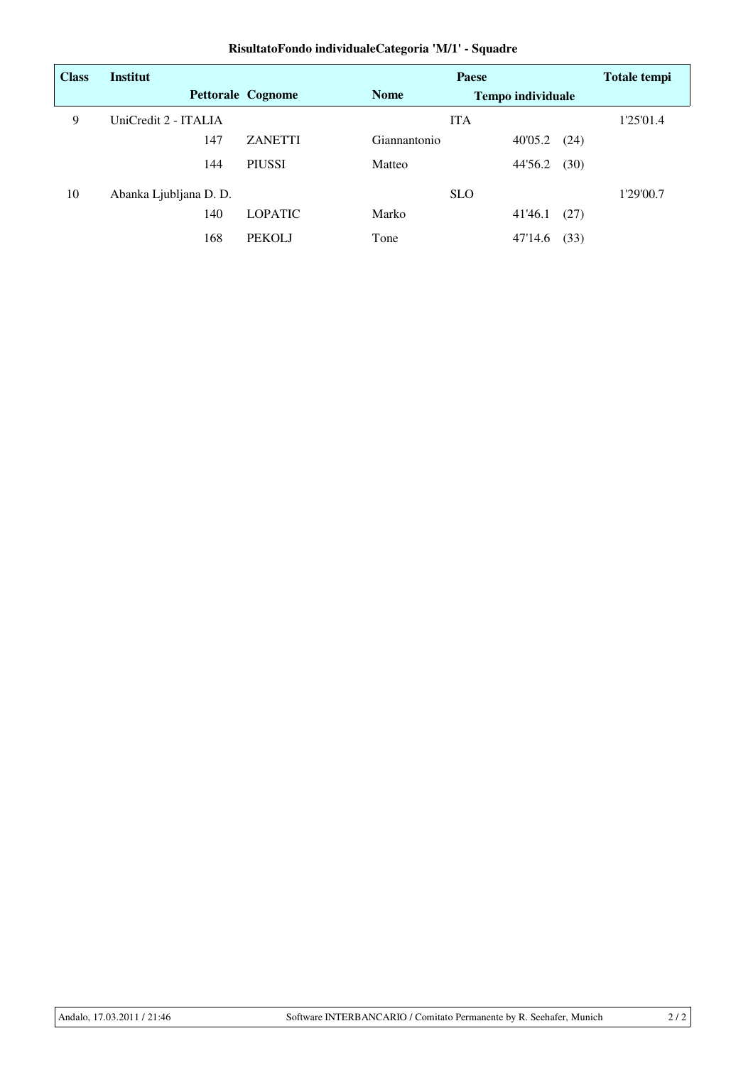**RisultatoFondo individualeCategoria 'M/1' - Squadre**

| Class | Institut | | | Paese | | Totale tempi |
|---|---|---|---|---|---|---|
| | Pettorale | Cognome | Nome | Tempo individuale | | |
| 9 | UniCredit 2 - ITALIA | | | ITA | | 1'25'01.4 |
| | 147 | ZANETTI | Giannantonio | 40'05.2 | (24) | |
| | 144 | PIUSSI | Matteo | 44'56.2 | (30) | |
| 10 | Abanka Ljubljana D. D. | | | SLO | | 1'29'00.7 |
| | 140 | LOPATIC | Marko | 41'46.1 | (27) | |
| | 168 | PEKOLJ | Tone | 47'14.6 | (33) | |

Andalo, 17.03.2011 / 21:46 Software INTERBANCARIO / Comitato Permanente by R. Seehafer, Munich